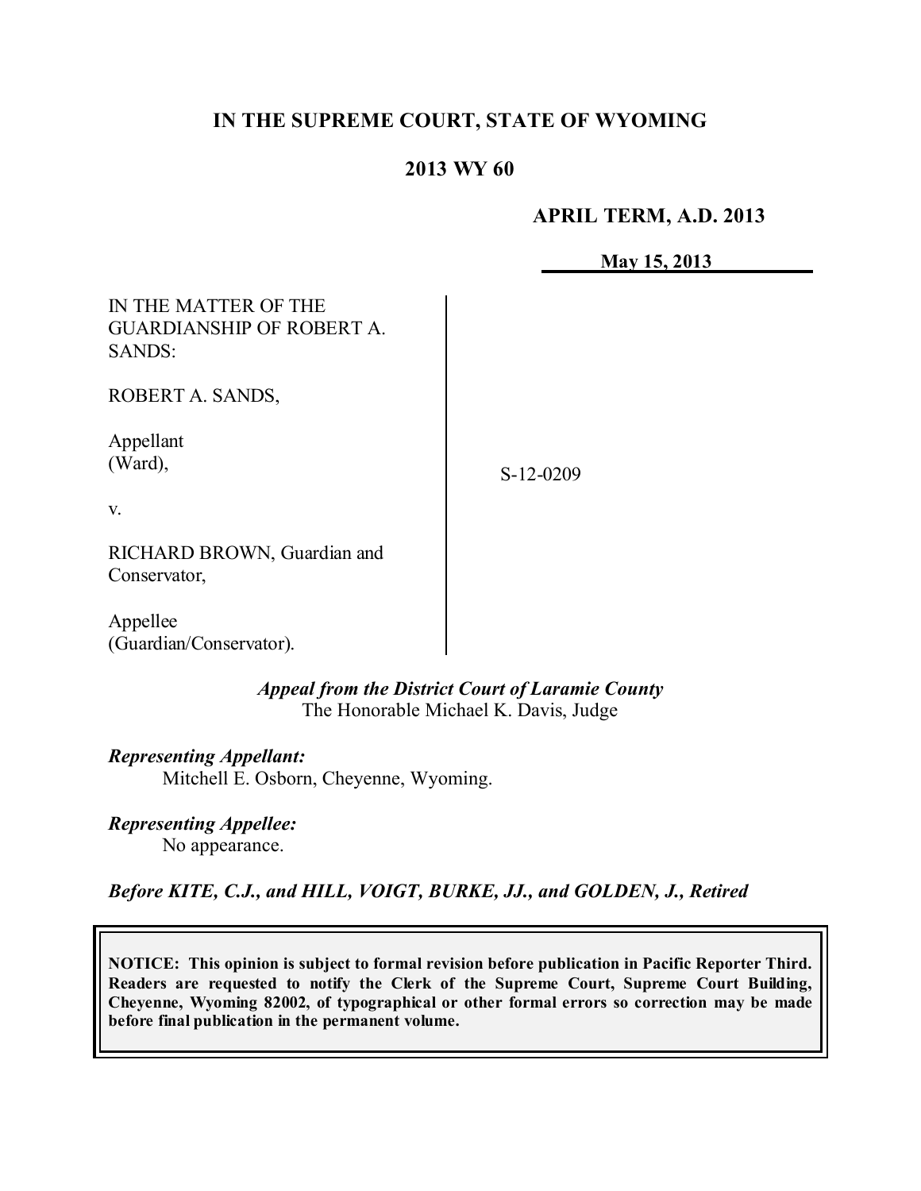# IN THE SUPREME COURT, STATE OF WYOMING

## 2013 WY 60

**APRIL TERM, A.D. 2013**

**May 15, 2013**

| | |
|---|---|
| IN THE MATTER OF THE GUARDIANSHIP OF ROBERT A. SANDS:<br><br>ROBERT A. SANDS,<br><br>Appellant (Ward),<br><br>v.<br><br>RICHARD BROWN, Guardian and Conservator,<br><br>Appellee (Guardian/Conservator). | S-12-0209 |

***Appeal from the District Court of Laramie County***
The Honorable Michael K. Davis, Judge

***Representing Appellant:***
Mitchell E. Osborn, Cheyenne, Wyoming.

***Representing Appellee:***
No appearance.

***Before KITE, C.J., and HILL, VOIGT, BURKE, JJ., and GOLDEN, J., Retired***

**NOTICE: This opinion is subject to formal revision before publication in Pacific Reporter Third. Readers are requested to notify the Clerk of the Supreme Court, Supreme Court Building, Cheyenne, Wyoming 82002, of typographical or other formal errors so correction may be made before final publication in the permanent volume.**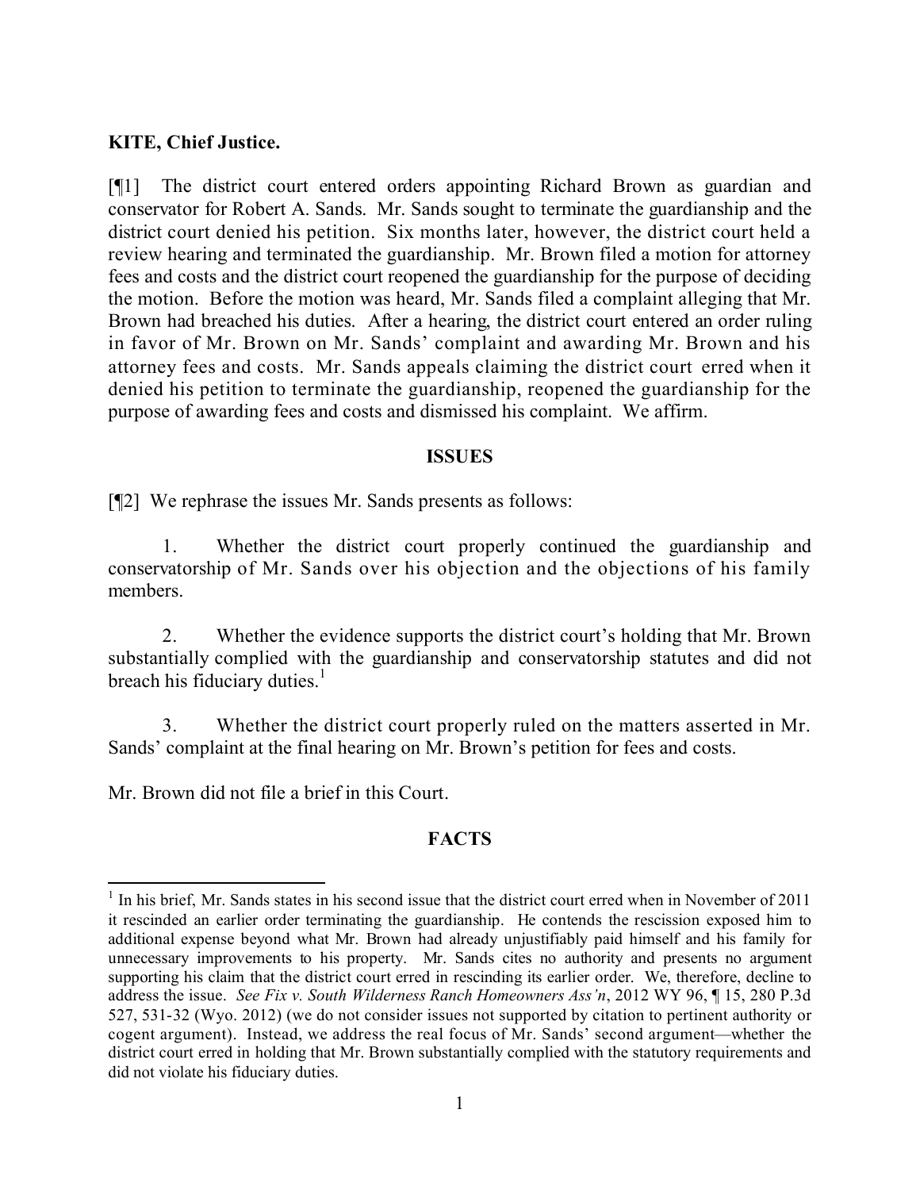**KITE, Chief Justice.**

[¶1] The district court entered orders appointing Richard Brown as guardian and conservator for Robert A. Sands. Mr. Sands sought to terminate the guardianship and the district court denied his petition. Six months later, however, the district court held a review hearing and terminated the guardianship. Mr. Brown filed a motion for attorney fees and costs and the district court reopened the guardianship for the purpose of deciding the motion. Before the motion was heard, Mr. Sands filed a complaint alleging that Mr. Brown had breached his duties. After a hearing, the district court entered an order ruling in favor of Mr. Brown on Mr. Sands' complaint and awarding Mr. Brown and his attorney fees and costs. Mr. Sands appeals claiming the district court erred when it denied his petition to terminate the guardianship, reopened the guardianship for the purpose of awarding fees and costs and dismissed his complaint. We affirm.

## ISSUES

[¶2] We rephrase the issues Mr. Sands presents as follows:

1. Whether the district court properly continued the guardianship and conservatorship of Mr. Sands over his objection and the objections of his family members.

2. Whether the evidence supports the district court's holding that Mr. Brown substantially complied with the guardianship and conservatorship statutes and did not breach his fiduciary duties.[1]

3. Whether the district court properly ruled on the matters asserted in Mr. Sands' complaint at the final hearing on Mr. Brown's petition for fees and costs.

Mr. Brown did not file a brief in this Court.

## FACTS

---

[1] In his brief, Mr. Sands states in his second issue that the district court erred when in November of 2011 it rescinded an earlier order terminating the guardianship. He contends the rescission exposed him to additional expense beyond what Mr. Brown had already unjustifiably paid himself and his family for unnecessary improvements to his property. Mr. Sands cites no authority and presents no argument supporting his claim that the district court erred in rescinding its earlier order. We, therefore, decline to address the issue. *See Fix v. South Wilderness Ranch Homeowners Ass'n*, 2012 WY 96, ¶ 15, 280 P.3d 527, 531-32 (Wyo. 2012) (we do not consider issues not supported by citation to pertinent authority or cogent argument). Instead, we address the real focus of Mr. Sands' second argument—whether the district court erred in holding that Mr. Brown substantially complied with the statutory requirements and did not violate his fiduciary duties.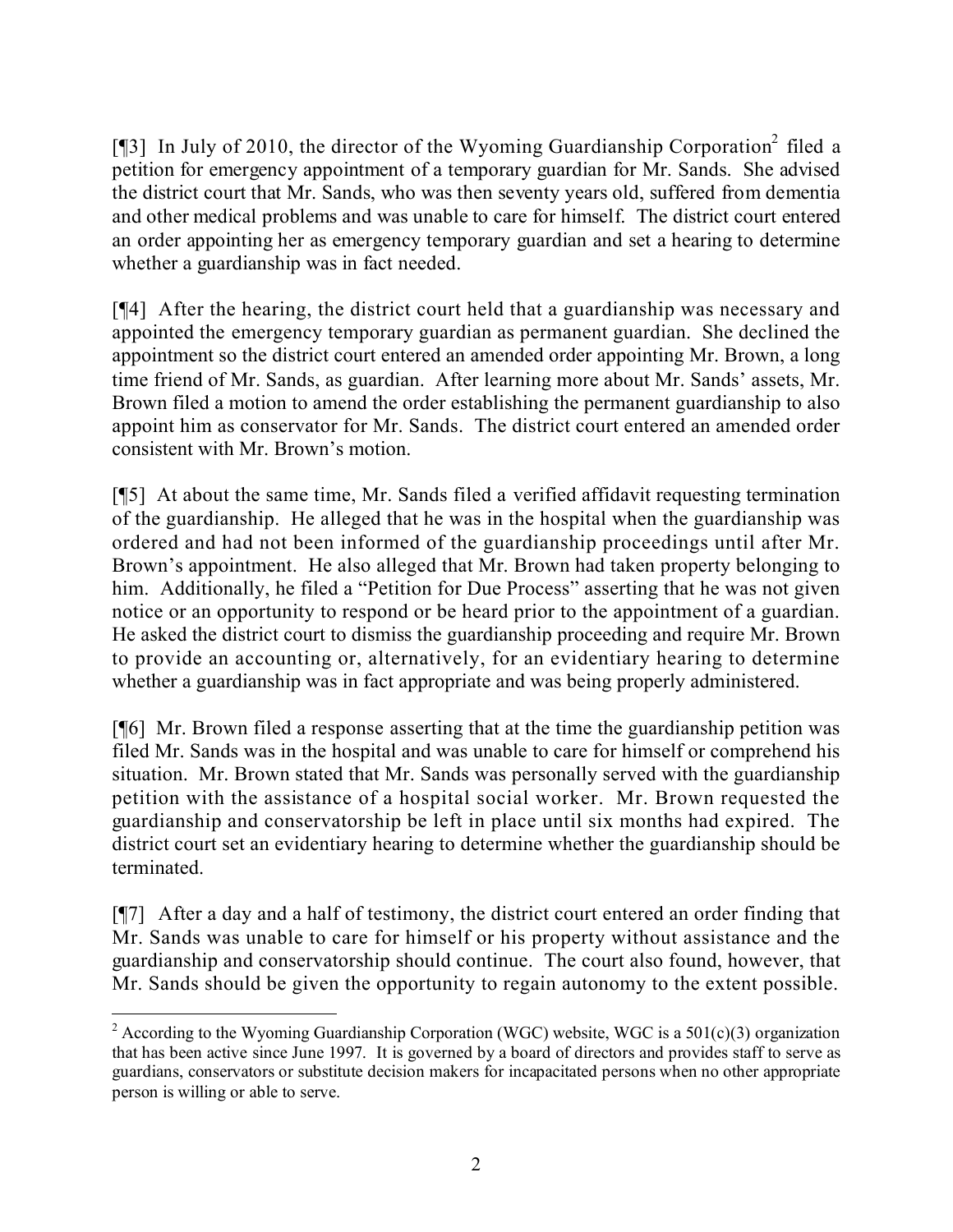[¶3] In July of 2010, the director of the Wyoming Guardianship Corporation[2] filed a petition for emergency appointment of a temporary guardian for Mr. Sands. She advised the district court that Mr. Sands, who was then seventy years old, suffered from dementia and other medical problems and was unable to care for himself. The district court entered an order appointing her as emergency temporary guardian and set a hearing to determine whether a guardianship was in fact needed.

[¶4] After the hearing, the district court held that a guardianship was necessary and appointed the emergency temporary guardian as permanent guardian. She declined the appointment so the district court entered an amended order appointing Mr. Brown, a long time friend of Mr. Sands, as guardian. After learning more about Mr. Sands' assets, Mr. Brown filed a motion to amend the order establishing the permanent guardianship to also appoint him as conservator for Mr. Sands. The district court entered an amended order consistent with Mr. Brown's motion.

[¶5] At about the same time, Mr. Sands filed a verified affidavit requesting termination of the guardianship. He alleged that he was in the hospital when the guardianship was ordered and had not been informed of the guardianship proceedings until after Mr. Brown's appointment. He also alleged that Mr. Brown had taken property belonging to him. Additionally, he filed a "Petition for Due Process" asserting that he was not given notice or an opportunity to respond or be heard prior to the appointment of a guardian. He asked the district court to dismiss the guardianship proceeding and require Mr. Brown to provide an accounting or, alternatively, for an evidentiary hearing to determine whether a guardianship was in fact appropriate and was being properly administered.

[¶6] Mr. Brown filed a response asserting that at the time the guardianship petition was filed Mr. Sands was in the hospital and was unable to care for himself or comprehend his situation. Mr. Brown stated that Mr. Sands was personally served with the guardianship petition with the assistance of a hospital social worker. Mr. Brown requested the guardianship and conservatorship be left in place until six months had expired. The district court set an evidentiary hearing to determine whether the guardianship should be terminated.

[¶7] After a day and a half of testimony, the district court entered an order finding that Mr. Sands was unable to care for himself or his property without assistance and the guardianship and conservatorship should continue. The court also found, however, that Mr. Sands should be given the opportunity to regain autonomy to the extent possible.

---

[2] According to the Wyoming Guardianship Corporation (WGC) website, WGC is a 501(c)(3) organization that has been active since June 1997. It is governed by a board of directors and provides staff to serve as guardians, conservators or substitute decision makers for incapacitated persons when no other appropriate person is willing or able to serve.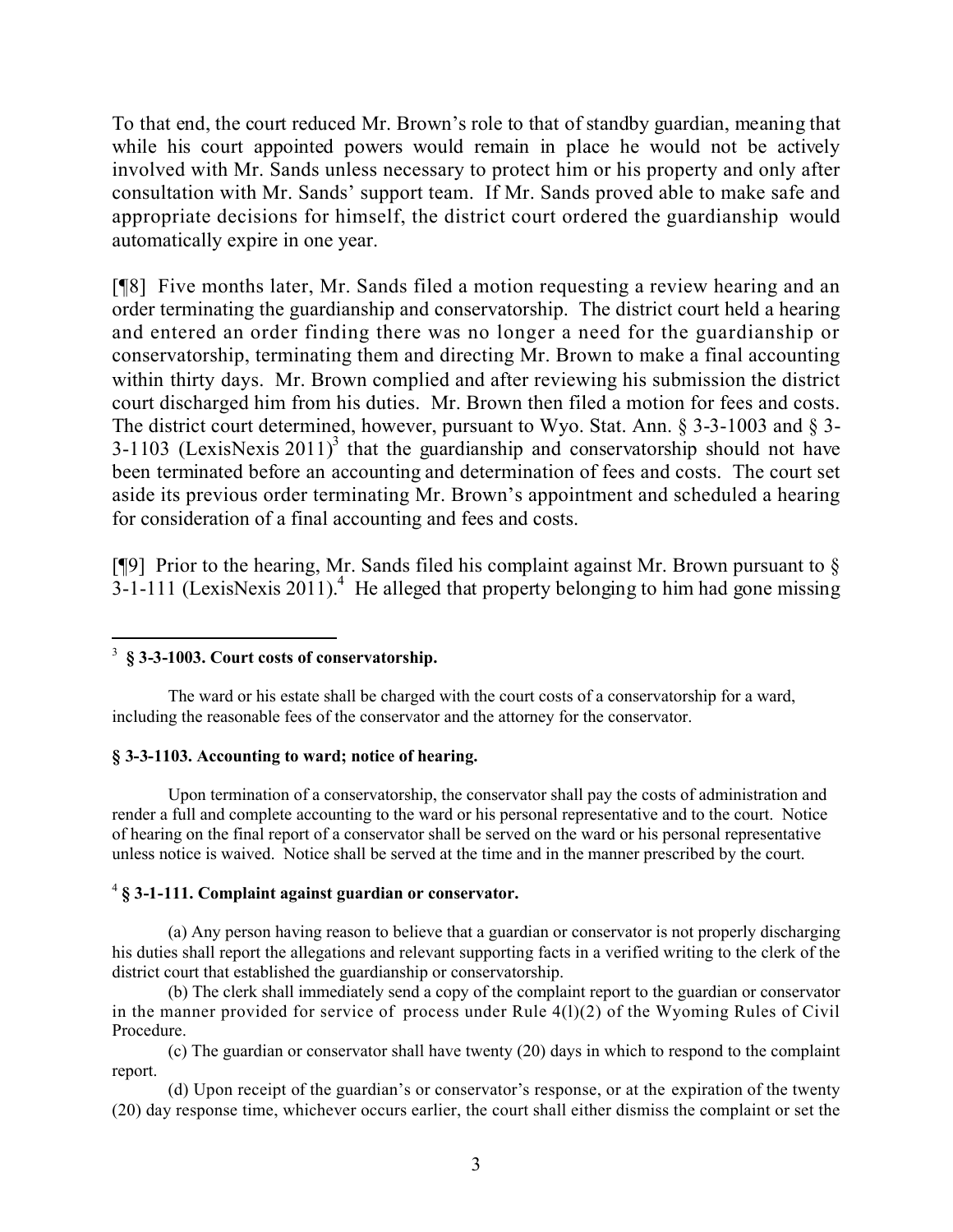To that end, the court reduced Mr. Brown's role to that of standby guardian, meaning that while his court appointed powers would remain in place he would not be actively involved with Mr. Sands unless necessary to protect him or his property and only after consultation with Mr. Sands' support team. If Mr. Sands proved able to make safe and appropriate decisions for himself, the district court ordered the guardianship would automatically expire in one year.

[¶8] Five months later, Mr. Sands filed a motion requesting a review hearing and an order terminating the guardianship and conservatorship. The district court held a hearing and entered an order finding there was no longer a need for the guardianship or conservatorship, terminating them and directing Mr. Brown to make a final accounting within thirty days. Mr. Brown complied and after reviewing his submission the district court discharged him from his duties. Mr. Brown then filed a motion for fees and costs. The district court determined, however, pursuant to Wyo. Stat. Ann. § 3-3-1003 and § 3-3-1103 (LexisNexis 2011)[3] that the guardianship and conservatorship should not have been terminated before an accounting and determination of fees and costs. The court set aside its previous order terminating Mr. Brown's appointment and scheduled a hearing for consideration of a final accounting and fees and costs.

[¶9] Prior to the hearing, Mr. Sands filed his complaint against Mr. Brown pursuant to § 3-1-111 (LexisNexis 2011).[4] He alleged that property belonging to him had gone missing

---

[3] **§ 3-3-1003. Court costs of conservatorship.**

The ward or his estate shall be charged with the court costs of a conservatorship for a ward, including the reasonable fees of the conservator and the attorney for the conservator.

**§ 3-3-1103. Accounting to ward; notice of hearing.**

Upon termination of a conservatorship, the conservator shall pay the costs of administration and render a full and complete accounting to the ward or his personal representative and to the court. Notice of hearing on the final report of a conservator shall be served on the ward or his personal representative unless notice is waived. Notice shall be served at the time and in the manner prescribed by the court.

[4] **§ 3-1-111. Complaint against guardian or conservator.**

(a) Any person having reason to believe that a guardian or conservator is not properly discharging his duties shall report the allegations and relevant supporting facts in a verified writing to the clerk of the district court that established the guardianship or conservatorship.

(b) The clerk shall immediately send a copy of the complaint report to the guardian or conservator in the manner provided for service of process under Rule 4(l)(2) of the Wyoming Rules of Civil Procedure.

(c) The guardian or conservator shall have twenty (20) days in which to respond to the complaint report.

(d) Upon receipt of the guardian's or conservator's response, or at the expiration of the twenty (20) day response time, whichever occurs earlier, the court shall either dismiss the complaint or set the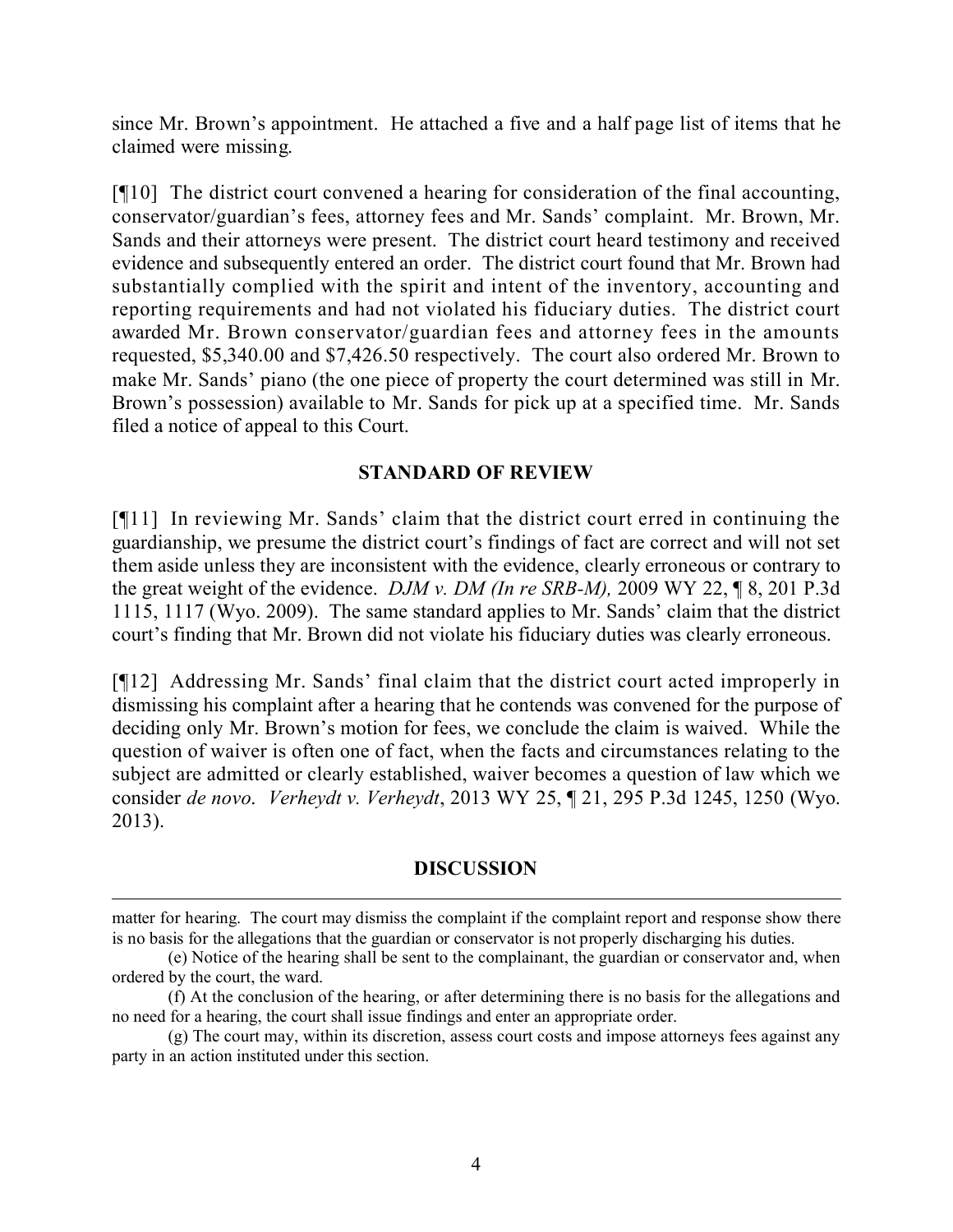since Mr. Brown's appointment. He attached a five and a half page list of items that he claimed were missing.

[¶10] The district court convened a hearing for consideration of the final accounting, conservator/guardian's fees, attorney fees and Mr. Sands' complaint. Mr. Brown, Mr. Sands and their attorneys were present. The district court heard testimony and received evidence and subsequently entered an order. The district court found that Mr. Brown had substantially complied with the spirit and intent of the inventory, accounting and reporting requirements and had not violated his fiduciary duties. The district court awarded Mr. Brown conservator/guardian fees and attorney fees in the amounts requested, $5,340.00 and $7,426.50 respectively. The court also ordered Mr. Brown to make Mr. Sands' piano (the one piece of property the court determined was still in Mr. Brown's possession) available to Mr. Sands for pick up at a specified time. Mr. Sands filed a notice of appeal to this Court.

## STANDARD OF REVIEW

[¶11] In reviewing Mr. Sands' claim that the district court erred in continuing the guardianship, we presume the district court's findings of fact are correct and will not set them aside unless they are inconsistent with the evidence, clearly erroneous or contrary to the great weight of the evidence. *DJM v. DM (In re SRB-M),* 2009 WY 22, ¶ 8, 201 P.3d 1115, 1117 (Wyo. 2009). The same standard applies to Mr. Sands' claim that the district court's finding that Mr. Brown did not violate his fiduciary duties was clearly erroneous.

[¶12] Addressing Mr. Sands' final claim that the district court acted improperly in dismissing his complaint after a hearing that he contends was convened for the purpose of deciding only Mr. Brown's motion for fees, we conclude the claim is waived. While the question of waiver is often one of fact, when the facts and circumstances relating to the subject are admitted or clearly established, waiver becomes a question of law which we consider *de novo*. *Verheydt v. Verheydt*, 2013 WY 25, ¶ 21, 295 P.3d 1245, 1250 (Wyo. 2013).

## DISCUSSION

---

matter for hearing. The court may dismiss the complaint if the complaint report and response show there is no basis for the allegations that the guardian or conservator is not properly discharging his duties.

(e) Notice of the hearing shall be sent to the complainant, the guardian or conservator and, when ordered by the court, the ward.

(f) At the conclusion of the hearing, or after determining there is no basis for the allegations and no need for a hearing, the court shall issue findings and enter an appropriate order.

(g) The court may, within its discretion, assess court costs and impose attorneys fees against any party in an action instituted under this section.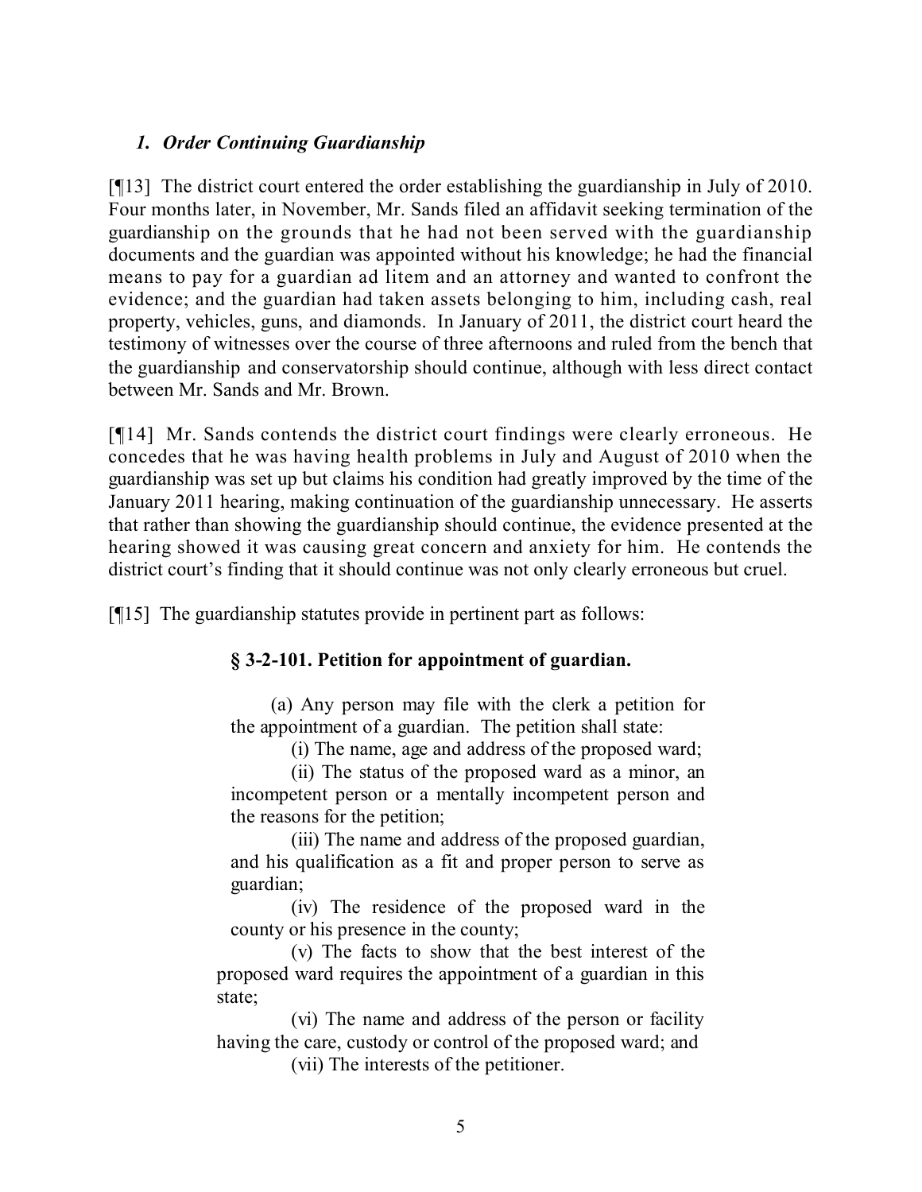### *1. Order Continuing Guardianship*

[¶13] The district court entered the order establishing the guardianship in July of 2010. Four months later, in November, Mr. Sands filed an affidavit seeking termination of the guardianship on the grounds that he had not been served with the guardianship documents and the guardian was appointed without his knowledge; he had the financial means to pay for a guardian ad litem and an attorney and wanted to confront the evidence; and the guardian had taken assets belonging to him, including cash, real property, vehicles, guns, and diamonds. In January of 2011, the district court heard the testimony of witnesses over the course of three afternoons and ruled from the bench that the guardianship and conservatorship should continue, although with less direct contact between Mr. Sands and Mr. Brown.

[¶14] Mr. Sands contends the district court findings were clearly erroneous. He concedes that he was having health problems in July and August of 2010 when the guardianship was set up but claims his condition had greatly improved by the time of the January 2011 hearing, making continuation of the guardianship unnecessary. He asserts that rather than showing the guardianship should continue, the evidence presented at the hearing showed it was causing great concern and anxiety for him. He contends the district court's finding that it should continue was not only clearly erroneous but cruel.

[¶15] The guardianship statutes provide in pertinent part as follows:

> **§ 3-2-101. Petition for appointment of guardian.**
>
> (a) Any person may file with the clerk a petition for the appointment of a guardian. The petition shall state:
>
> (i) The name, age and address of the proposed ward;
>
> (ii) The status of the proposed ward as a minor, an incompetent person or a mentally incompetent person and the reasons for the petition;
>
> (iii) The name and address of the proposed guardian, and his qualification as a fit and proper person to serve as guardian;
>
> (iv) The residence of the proposed ward in the county or his presence in the county;
>
> (v) The facts to show that the best interest of the proposed ward requires the appointment of a guardian in this state;
>
> (vi) The name and address of the person or facility having the care, custody or control of the proposed ward; and
>
> (vii) The interests of the petitioner.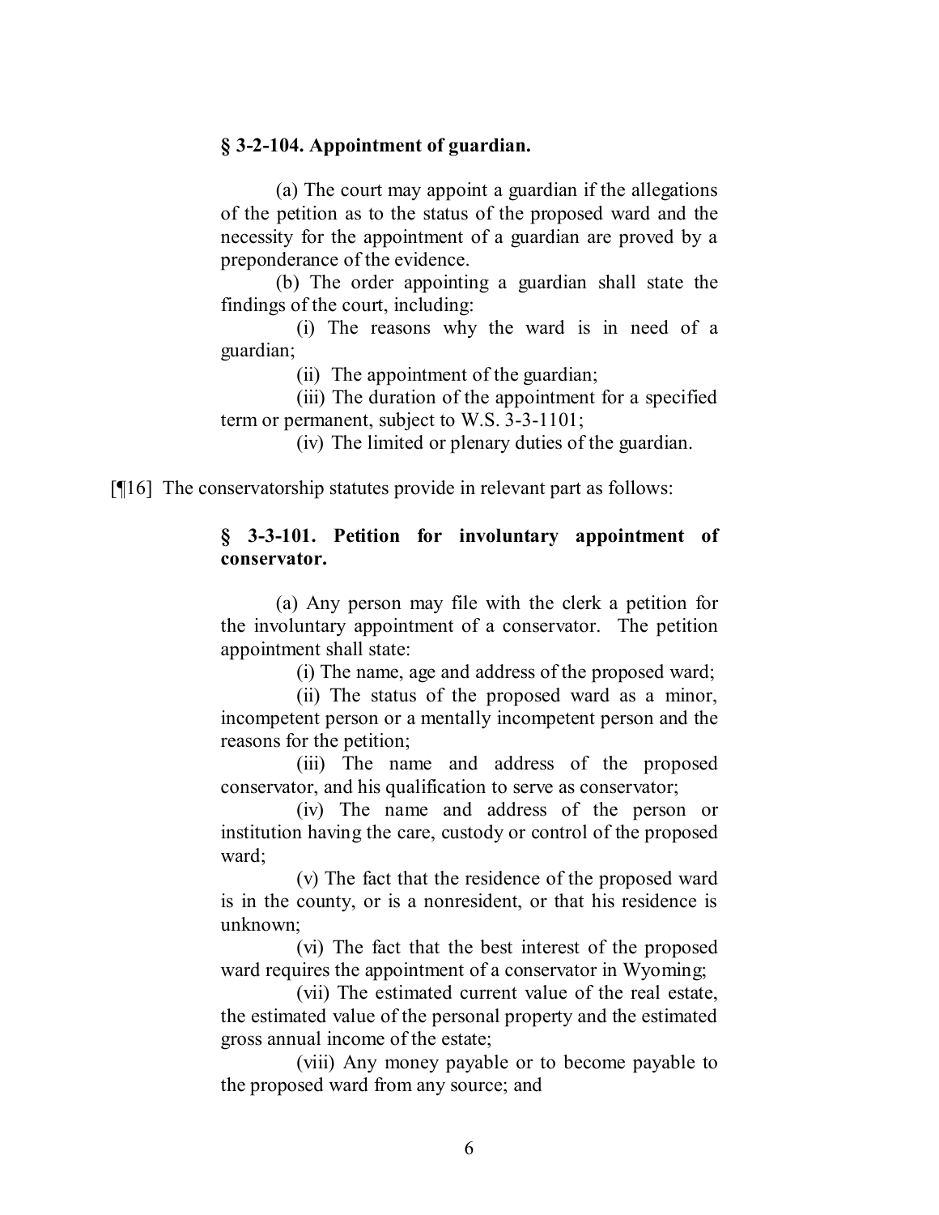**§ 3-2-104. Appointment of guardian.**

(a) The court may appoint a guardian if the allegations of the petition as to the status of the proposed ward and the necessity for the appointment of a guardian are proved by a preponderance of the evidence.

(b) The order appointing a guardian shall state the findings of the court, including:

(i) The reasons why the ward is in need of a guardian;

(ii) The appointment of the guardian;

(iii) The duration of the appointment for a specified term or permanent, subject to W.S. 3-3-1101;

(iv) The limited or plenary duties of the guardian.

[¶16] The conservatorship statutes provide in relevant part as follows:

**§ 3-3-101. Petition for involuntary appointment of conservator.**

(a) Any person may file with the clerk a petition for the involuntary appointment of a conservator. The petition appointment shall state:

(i) The name, age and address of the proposed ward;

(ii) The status of the proposed ward as a minor, incompetent person or a mentally incompetent person and the reasons for the petition;

(iii) The name and address of the proposed conservator, and his qualification to serve as conservator;

(iv) The name and address of the person or institution having the care, custody or control of the proposed ward;

(v) The fact that the residence of the proposed ward is in the county, or is a nonresident, or that his residence is unknown;

(vi) The fact that the best interest of the proposed ward requires the appointment of a conservator in Wyoming;

(vii) The estimated current value of the real estate, the estimated value of the personal property and the estimated gross annual income of the estate;

(viii) Any money payable or to become payable to the proposed ward from any source; and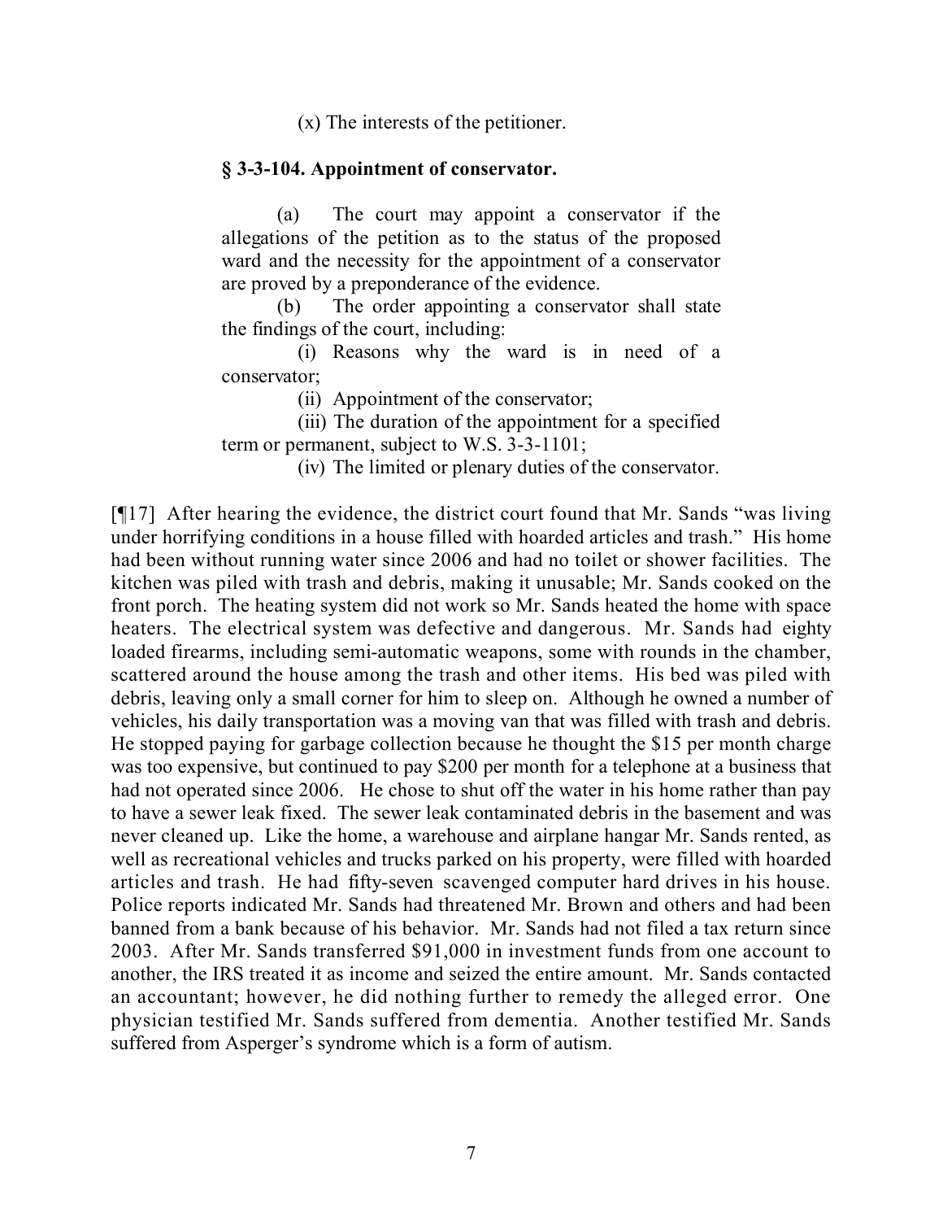(x) The interests of the petitioner.

**§ 3-3-104. Appointment of conservator.**

(a) The court may appoint a conservator if the allegations of the petition as to the status of the proposed ward and the necessity for the appointment of a conservator are proved by a preponderance of the evidence.

(b) The order appointing a conservator shall state the findings of the court, including:

(i) Reasons why the ward is in need of a conservator;

(ii) Appointment of the conservator;

(iii) The duration of the appointment for a specified term or permanent, subject to W.S. 3-3-1101;

(iv) The limited or plenary duties of the conservator.

[¶17] After hearing the evidence, the district court found that Mr. Sands "was living under horrifying conditions in a house filled with hoarded articles and trash." His home had been without running water since 2006 and had no toilet or shower facilities. The kitchen was piled with trash and debris, making it unusable; Mr. Sands cooked on the front porch. The heating system did not work so Mr. Sands heated the home with space heaters. The electrical system was defective and dangerous. Mr. Sands had eighty loaded firearms, including semi-automatic weapons, some with rounds in the chamber, scattered around the house among the trash and other items. His bed was piled with debris, leaving only a small corner for him to sleep on. Although he owned a number of vehicles, his daily transportation was a moving van that was filled with trash and debris. He stopped paying for garbage collection because he thought the $15 per month charge was too expensive, but continued to pay $200 per month for a telephone at a business that had not operated since 2006. He chose to shut off the water in his home rather than pay to have a sewer leak fixed. The sewer leak contaminated debris in the basement and was never cleaned up. Like the home, a warehouse and airplane hangar Mr. Sands rented, as well as recreational vehicles and trucks parked on his property, were filled with hoarded articles and trash. He had fifty-seven scavenged computer hard drives in his house. Police reports indicated Mr. Sands had threatened Mr. Brown and others and had been banned from a bank because of his behavior. Mr. Sands had not filed a tax return since 2003. After Mr. Sands transferred $91,000 in investment funds from one account to another, the IRS treated it as income and seized the entire amount. Mr. Sands contacted an accountant; however, he did nothing further to remedy the alleged error. One physician testified Mr. Sands suffered from dementia. Another testified Mr. Sands suffered from Asperger's syndrome which is a form of autism.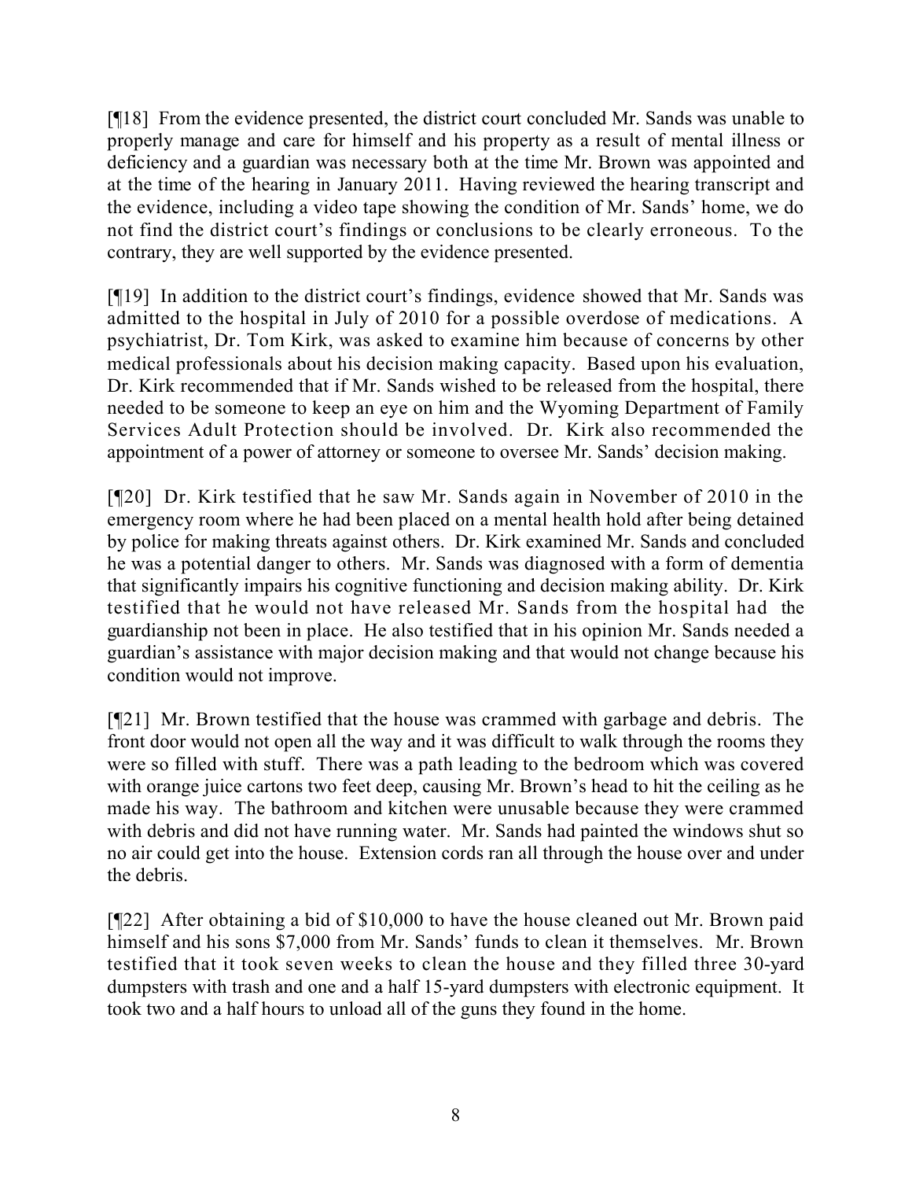[¶18] From the evidence presented, the district court concluded Mr. Sands was unable to properly manage and care for himself and his property as a result of mental illness or deficiency and a guardian was necessary both at the time Mr. Brown was appointed and at the time of the hearing in January 2011. Having reviewed the hearing transcript and the evidence, including a video tape showing the condition of Mr. Sands' home, we do not find the district court's findings or conclusions to be clearly erroneous. To the contrary, they are well supported by the evidence presented.

[¶19] In addition to the district court's findings, evidence showed that Mr. Sands was admitted to the hospital in July of 2010 for a possible overdose of medications. A psychiatrist, Dr. Tom Kirk, was asked to examine him because of concerns by other medical professionals about his decision making capacity. Based upon his evaluation, Dr. Kirk recommended that if Mr. Sands wished to be released from the hospital, there needed to be someone to keep an eye on him and the Wyoming Department of Family Services Adult Protection should be involved. Dr. Kirk also recommended the appointment of a power of attorney or someone to oversee Mr. Sands' decision making.

[¶20] Dr. Kirk testified that he saw Mr. Sands again in November of 2010 in the emergency room where he had been placed on a mental health hold after being detained by police for making threats against others. Dr. Kirk examined Mr. Sands and concluded he was a potential danger to others. Mr. Sands was diagnosed with a form of dementia that significantly impairs his cognitive functioning and decision making ability. Dr. Kirk testified that he would not have released Mr. Sands from the hospital had the guardianship not been in place. He also testified that in his opinion Mr. Sands needed a guardian's assistance with major decision making and that would not change because his condition would not improve.

[¶21] Mr. Brown testified that the house was crammed with garbage and debris. The front door would not open all the way and it was difficult to walk through the rooms they were so filled with stuff. There was a path leading to the bedroom which was covered with orange juice cartons two feet deep, causing Mr. Brown's head to hit the ceiling as he made his way. The bathroom and kitchen were unusable because they were crammed with debris and did not have running water. Mr. Sands had painted the windows shut so no air could get into the house. Extension cords ran all through the house over and under the debris.

[¶22] After obtaining a bid of $10,000 to have the house cleaned out Mr. Brown paid himself and his sons $7,000 from Mr. Sands' funds to clean it themselves. Mr. Brown testified that it took seven weeks to clean the house and they filled three 30-yard dumpsters with trash and one and a half 15-yard dumpsters with electronic equipment. It took two and a half hours to unload all of the guns they found in the home.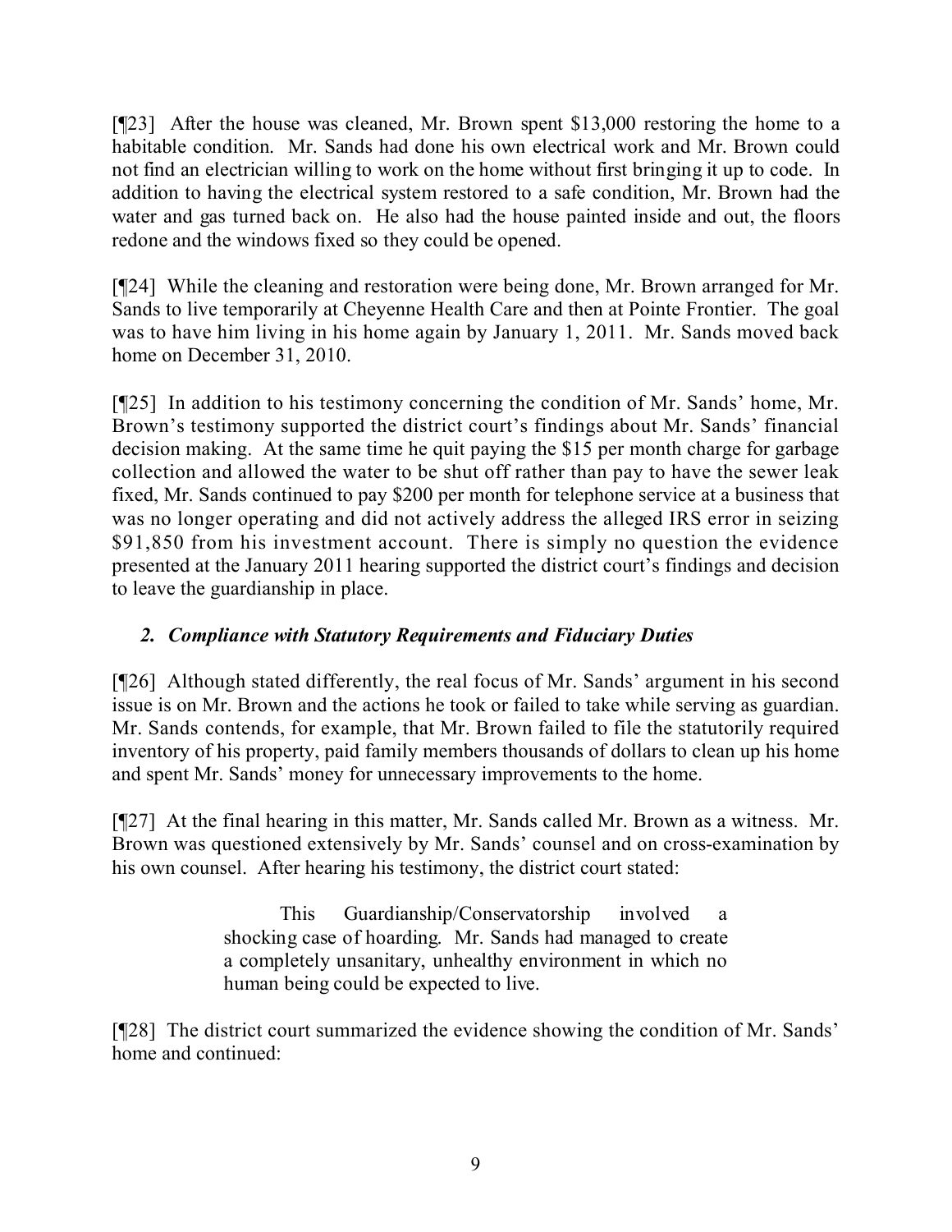[¶23] After the house was cleaned, Mr. Brown spent $13,000 restoring the home to a habitable condition. Mr. Sands had done his own electrical work and Mr. Brown could not find an electrician willing to work on the home without first bringing it up to code. In addition to having the electrical system restored to a safe condition, Mr. Brown had the water and gas turned back on. He also had the house painted inside and out, the floors redone and the windows fixed so they could be opened.

[¶24] While the cleaning and restoration were being done, Mr. Brown arranged for Mr. Sands to live temporarily at Cheyenne Health Care and then at Pointe Frontier. The goal was to have him living in his home again by January 1, 2011. Mr. Sands moved back home on December 31, 2010.

[¶25] In addition to his testimony concerning the condition of Mr. Sands' home, Mr. Brown's testimony supported the district court's findings about Mr. Sands' financial decision making. At the same time he quit paying the $15 per month charge for garbage collection and allowed the water to be shut off rather than pay to have the sewer leak fixed, Mr. Sands continued to pay $200 per month for telephone service at a business that was no longer operating and did not actively address the alleged IRS error in seizing $91,850 from his investment account. There is simply no question the evidence presented at the January 2011 hearing supported the district court's findings and decision to leave the guardianship in place.

### *2. Compliance with Statutory Requirements and Fiduciary Duties*

[¶26] Although stated differently, the real focus of Mr. Sands' argument in his second issue is on Mr. Brown and the actions he took or failed to take while serving as guardian. Mr. Sands contends, for example, that Mr. Brown failed to file the statutorily required inventory of his property, paid family members thousands of dollars to clean up his home and spent Mr. Sands' money for unnecessary improvements to the home.

[¶27] At the final hearing in this matter, Mr. Sands called Mr. Brown as a witness. Mr. Brown was questioned extensively by Mr. Sands' counsel and on cross-examination by his own counsel. After hearing his testimony, the district court stated:

> This Guardianship/Conservatorship involved a shocking case of hoarding. Mr. Sands had managed to create a completely unsanitary, unhealthy environment in which no human being could be expected to live.

[¶28] The district court summarized the evidence showing the condition of Mr. Sands' home and continued: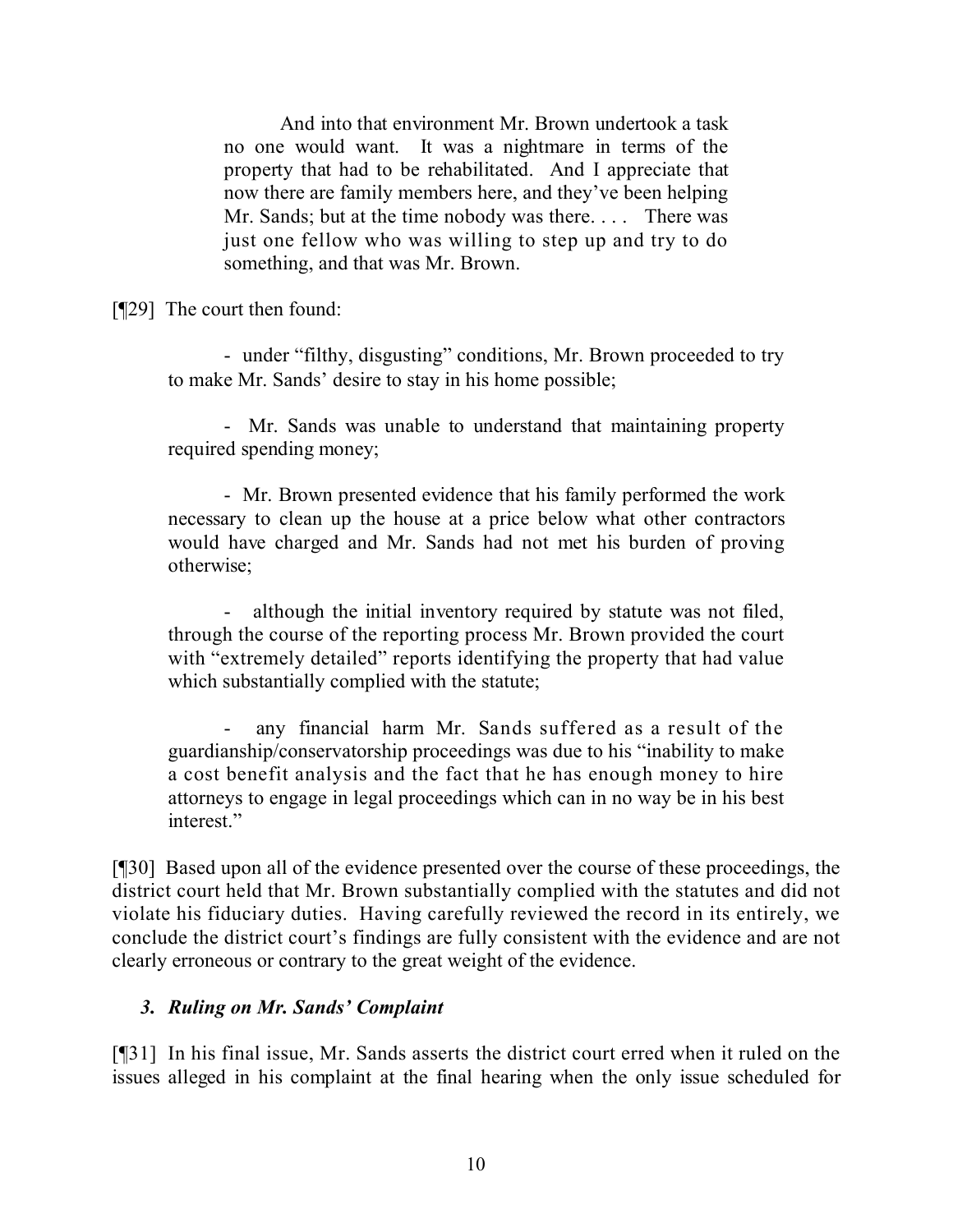> And into that environment Mr. Brown undertook a task no one would want. It was a nightmare in terms of the property that had to be rehabilitated. And I appreciate that now there are family members here, and they've been helping Mr. Sands; but at the time nobody was there. . . . There was just one fellow who was willing to step up and try to do something, and that was Mr. Brown.

[¶29] The court then found:

> - under "filthy, disgusting" conditions, Mr. Brown proceeded to try to make Mr. Sands' desire to stay in his home possible;
>
> - Mr. Sands was unable to understand that maintaining property required spending money;
>
> - Mr. Brown presented evidence that his family performed the work necessary to clean up the house at a price below what other contractors would have charged and Mr. Sands had not met his burden of proving otherwise;
>
> - although the initial inventory required by statute was not filed, through the course of the reporting process Mr. Brown provided the court with "extremely detailed" reports identifying the property that had value which substantially complied with the statute;
>
> - any financial harm Mr. Sands suffered as a result of the guardianship/conservatorship proceedings was due to his "inability to make a cost benefit analysis and the fact that he has enough money to hire attorneys to engage in legal proceedings which can in no way be in his best interest."

[¶30] Based upon all of the evidence presented over the course of these proceedings, the district court held that Mr. Brown substantially complied with the statutes and did not violate his fiduciary duties. Having carefully reviewed the record in its entirely, we conclude the district court's findings are fully consistent with the evidence and are not clearly erroneous or contrary to the great weight of the evidence.

### *3. Ruling on Mr. Sands' Complaint*

[¶31] In his final issue, Mr. Sands asserts the district court erred when it ruled on the issues alleged in his complaint at the final hearing when the only issue scheduled for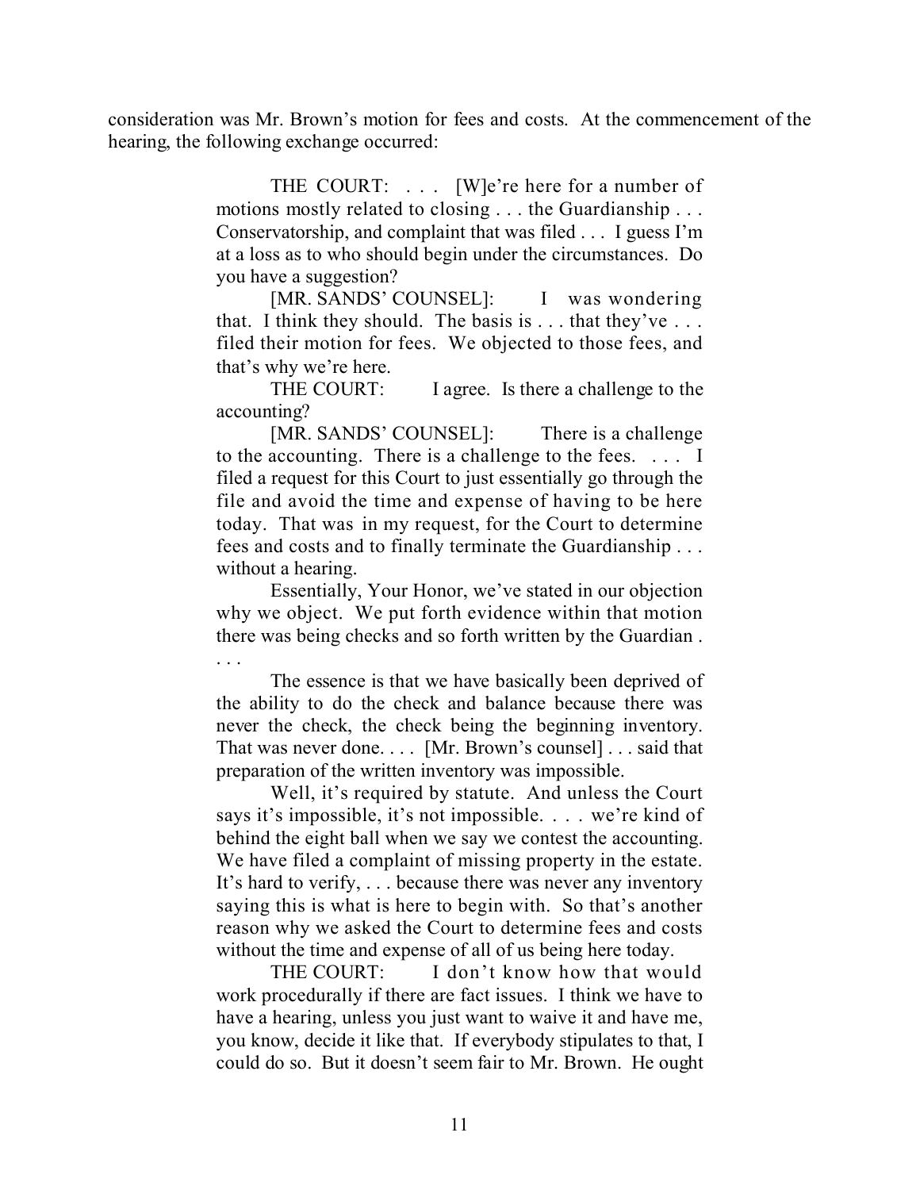consideration was Mr. Brown's motion for fees and costs. At the commencement of the hearing, the following exchange occurred:

> THE COURT: . . . [W]e're here for a number of motions mostly related to closing . . . the Guardianship . . . Conservatorship, and complaint that was filed . . . I guess I'm at a loss as to who should begin under the circumstances. Do you have a suggestion?
>
> [MR. SANDS' COUNSEL]: I was wondering that. I think they should. The basis is . . . that they've . . . filed their motion for fees. We objected to those fees, and that's why we're here.
>
> THE COURT: I agree. Is there a challenge to the accounting?
>
> [MR. SANDS' COUNSEL]: There is a challenge to the accounting. There is a challenge to the fees. . . . I filed a request for this Court to just essentially go through the file and avoid the time and expense of having to be here today. That was in my request, for the Court to determine fees and costs and to finally terminate the Guardianship . . . without a hearing.
>
> Essentially, Your Honor, we've stated in our objection why we object. We put forth evidence within that motion there was being checks and so forth written by the Guardian . . . .
>
> The essence is that we have basically been deprived of the ability to do the check and balance because there was never the check, the check being the beginning inventory. That was never done. . . . [Mr. Brown's counsel] . . . said that preparation of the written inventory was impossible.
>
> Well, it's required by statute. And unless the Court says it's impossible, it's not impossible. . . . we're kind of behind the eight ball when we say we contest the accounting. We have filed a complaint of missing property in the estate. It's hard to verify, . . . because there was never any inventory saying this is what is here to begin with. So that's another reason why we asked the Court to determine fees and costs without the time and expense of all of us being here today.
>
> THE COURT: I don't know how that would work procedurally if there are fact issues. I think we have to have a hearing, unless you just want to waive it and have me, you know, decide it like that. If everybody stipulates to that, I could do so. But it doesn't seem fair to Mr. Brown. He ought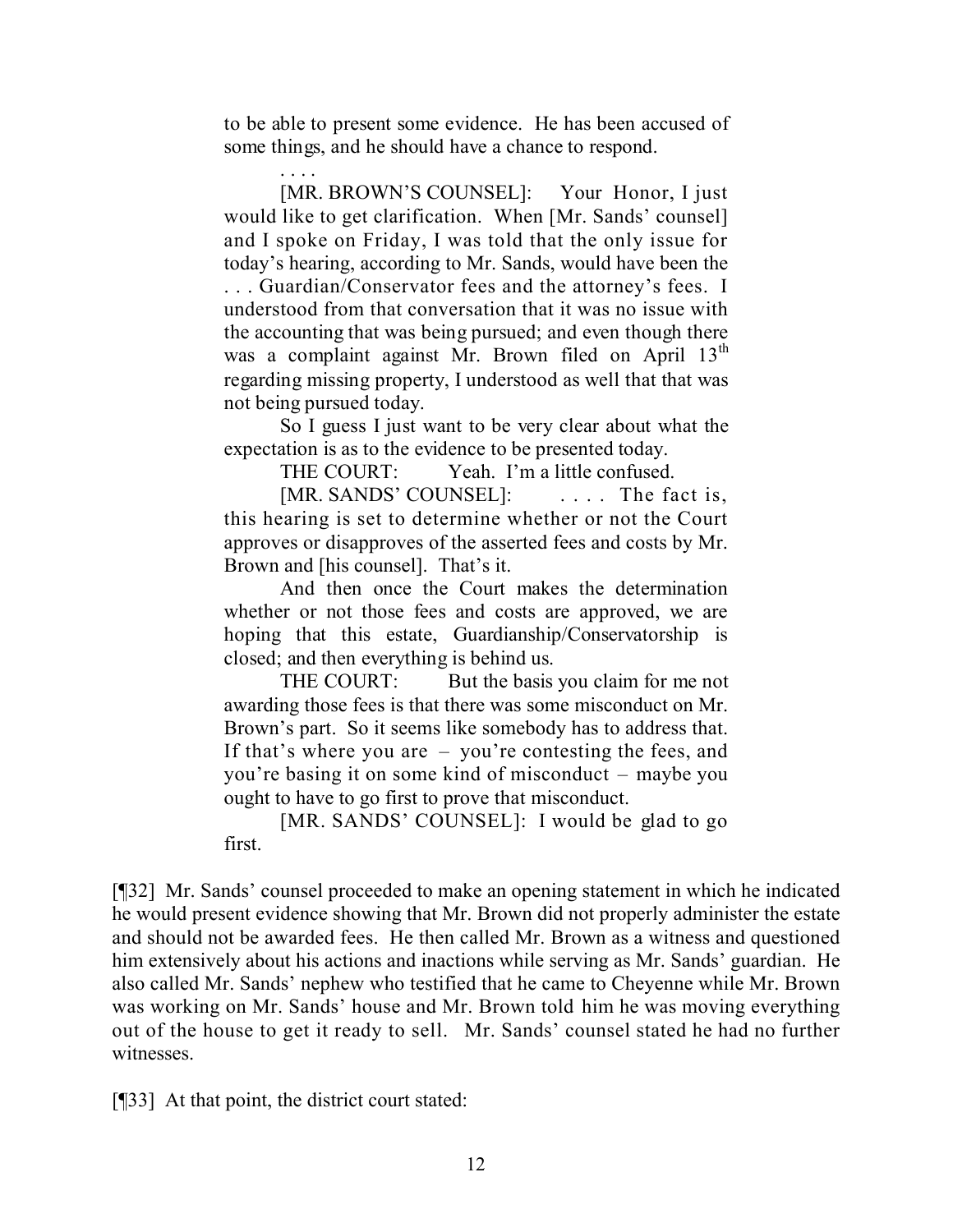to be able to present some evidence. He has been accused of some things, and he should have a chance to respond.

. . . .

[MR. BROWN'S COUNSEL]: Your Honor, I just would like to get clarification. When [Mr. Sands' counsel] and I spoke on Friday, I was told that the only issue for today's hearing, according to Mr. Sands, would have been the . . . Guardian/Conservator fees and the attorney's fees. I understood from that conversation that it was no issue with the accounting that was being pursued; and even though there was a complaint against Mr. Brown filed on April 13th regarding missing property, I understood as well that that was not being pursued today.

So I guess I just want to be very clear about what the expectation is as to the evidence to be presented today.

THE COURT: Yeah. I'm a little confused.

[MR. SANDS' COUNSEL]: . . . . The fact is, this hearing is set to determine whether or not the Court approves or disapproves of the asserted fees and costs by Mr. Brown and [his counsel]. That's it.

And then once the Court makes the determination whether or not those fees and costs are approved, we are hoping that this estate, Guardianship/Conservatorship is closed; and then everything is behind us.

THE COURT: But the basis you claim for me not awarding those fees is that there was some misconduct on Mr. Brown's part. So it seems like somebody has to address that. If that's where you are – you're contesting the fees, and you're basing it on some kind of misconduct – maybe you ought to have to go first to prove that misconduct.

[MR. SANDS' COUNSEL]: I would be glad to go first.

[¶32] Mr. Sands' counsel proceeded to make an opening statement in which he indicated he would present evidence showing that Mr. Brown did not properly administer the estate and should not be awarded fees. He then called Mr. Brown as a witness and questioned him extensively about his actions and inactions while serving as Mr. Sands' guardian. He also called Mr. Sands' nephew who testified that he came to Cheyenne while Mr. Brown was working on Mr. Sands' house and Mr. Brown told him he was moving everything out of the house to get it ready to sell. Mr. Sands' counsel stated he had no further witnesses.

[¶33] At that point, the district court stated: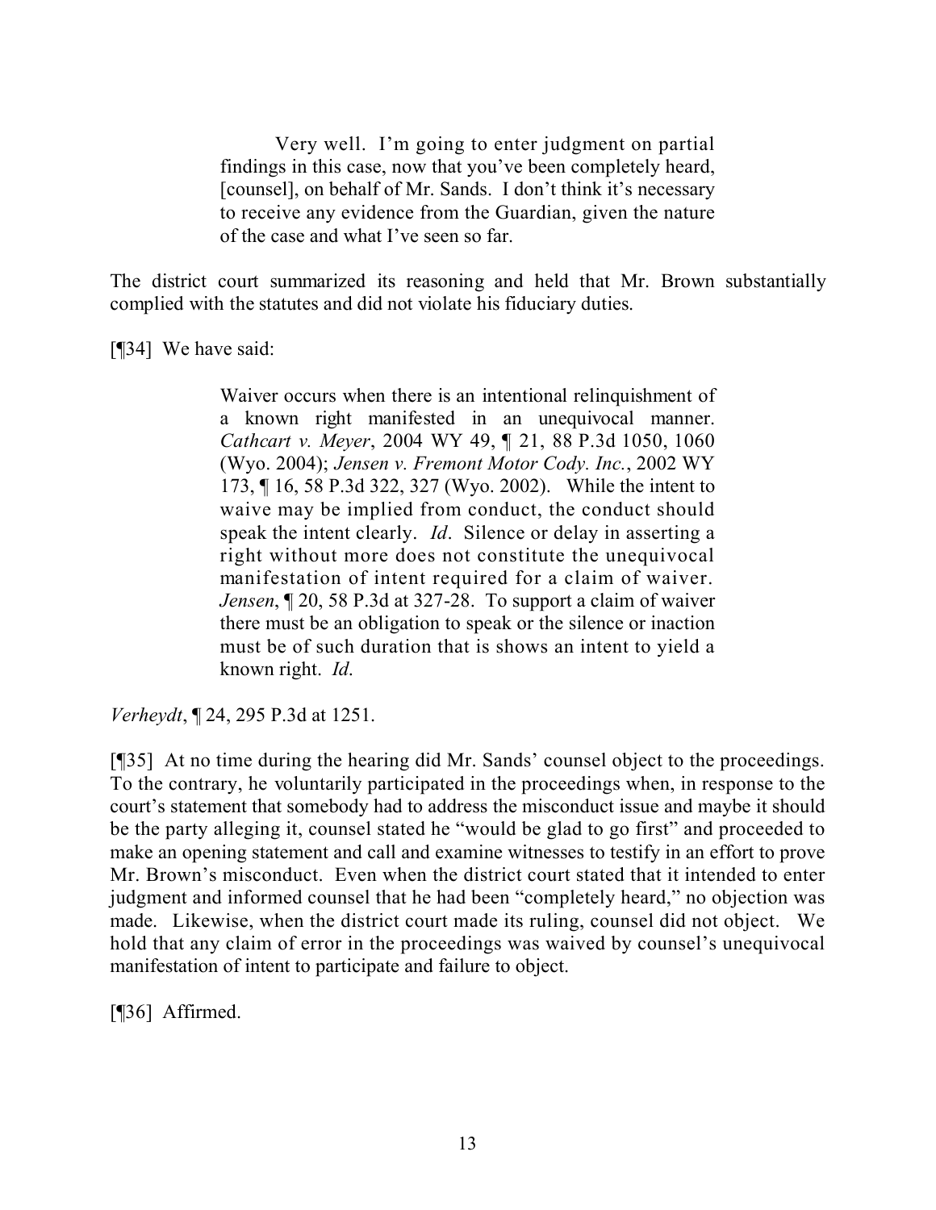> Very well. I'm going to enter judgment on partial findings in this case, now that you've been completely heard, [counsel], on behalf of Mr. Sands. I don't think it's necessary to receive any evidence from the Guardian, given the nature of the case and what I've seen so far.

The district court summarized its reasoning and held that Mr. Brown substantially complied with the statutes and did not violate his fiduciary duties.

[¶34] We have said:

> Waiver occurs when there is an intentional relinquishment of a known right manifested in an unequivocal manner. *Cathcart v. Meyer*, 2004 WY 49, ¶ 21, 88 P.3d 1050, 1060 (Wyo. 2004); *Jensen v. Fremont Motor Cody. Inc.*, 2002 WY 173, ¶ 16, 58 P.3d 322, 327 (Wyo. 2002). While the intent to waive may be implied from conduct, the conduct should speak the intent clearly. *Id*. Silence or delay in asserting a right without more does not constitute the unequivocal manifestation of intent required for a claim of waiver. *Jensen*, ¶ 20, 58 P.3d at 327-28. To support a claim of waiver there must be an obligation to speak or the silence or inaction must be of such duration that is shows an intent to yield a known right. *Id.*

*Verheydt*, ¶ 24, 295 P.3d at 1251.

[¶35] At no time during the hearing did Mr. Sands' counsel object to the proceedings. To the contrary, he voluntarily participated in the proceedings when, in response to the court's statement that somebody had to address the misconduct issue and maybe it should be the party alleging it, counsel stated he "would be glad to go first" and proceeded to make an opening statement and call and examine witnesses to testify in an effort to prove Mr. Brown's misconduct. Even when the district court stated that it intended to enter judgment and informed counsel that he had been "completely heard," no objection was made. Likewise, when the district court made its ruling, counsel did not object. We hold that any claim of error in the proceedings was waived by counsel's unequivocal manifestation of intent to participate and failure to object.

[¶36] Affirmed.